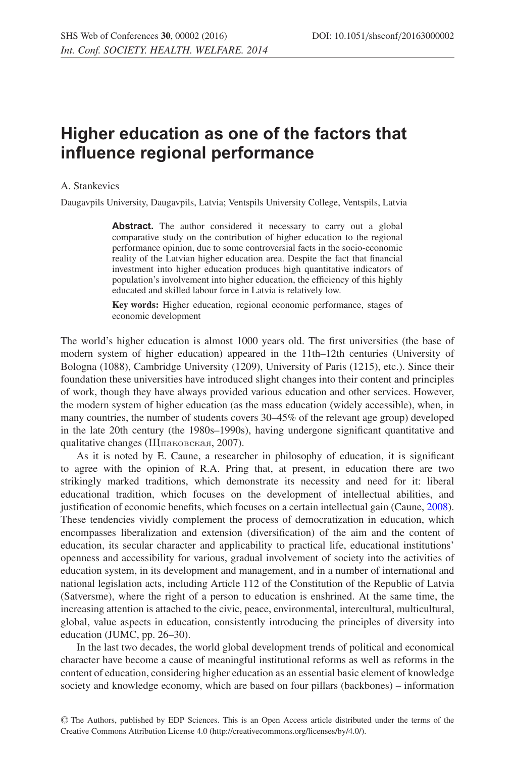# Higher education as one of the factors that influence regional performance

A. Stankevics

Daugavpils University, Daugavpils, Latvia; Ventspils University College, Ventspils, Latvia

> **Abstract.** The author considered it necessary to carry out a global comparative study on the contribution of higher education to the regional performance opinion, due to some controversial facts in the socio-economic reality of the Latvian higher education area. Despite the fact that financial investment into higher education produces high quantitative indicators of population's involvement into higher education, the efficiency of this highly educated and skilled labour force in Latvia is relatively low.
>
> **Key words:** Higher education, regional economic performance, stages of economic development

The world's higher education is almost 1000 years old. The first universities (the base of modern system of higher education) appeared in the 11th–12th centuries (University of Bologna (1088), Cambridge University (1209), University of Paris (1215), etc.). Since their foundation these universities have introduced slight changes into their content and principles of work, though they have always provided various education and other services. However, the modern system of higher education (as the mass education (widely accessible), when, in many countries, the number of students covers 30–45% of the relevant age group) developed in the late 20th century (the 1980s–1990s), having undergone significant quantitative and qualitative changes (Шпаковская, 2007).

As it is noted by E. Caune, a researcher in philosophy of education, it is significant to agree with the opinion of R.A. Pring that, at present, in education there are two strikingly marked traditions, which demonstrate its necessity and need for it: liberal educational tradition, which focuses on the development of intellectual abilities, and justification of economic benefits, which focuses on a certain intellectual gain (Caune, 2008). These tendencies vividly complement the process of democratization in education, which encompasses liberalization and extension (diversification) of the aim and the content of education, its secular character and applicability to practical life, educational institutions' openness and accessibility for various, gradual involvement of society into the activities of education system, in its development and management, and in a number of international and national legislation acts, including Article 112 of the Constitution of the Republic of Latvia (Satversme), where the right of a person to education is enshrined. At the same time, the increasing attention is attached to the civic, peace, environmental, intercultural, multicultural, global, value aspects in education, consistently introducing the principles of diversity into education (JUMC, pp. 26–30).

In the last two decades, the world global development trends of political and economical character have become a cause of meaningful institutional reforms as well as reforms in the content of education, considering higher education as an essential basic element of knowledge society and knowledge economy, which are based on four pillars (backbones) – information

© The Authors, published by EDP Sciences. This is an Open Access article distributed under the terms of the Creative Commons Attribution License 4.0 (http://creativecommons.org/licenses/by/4.0/).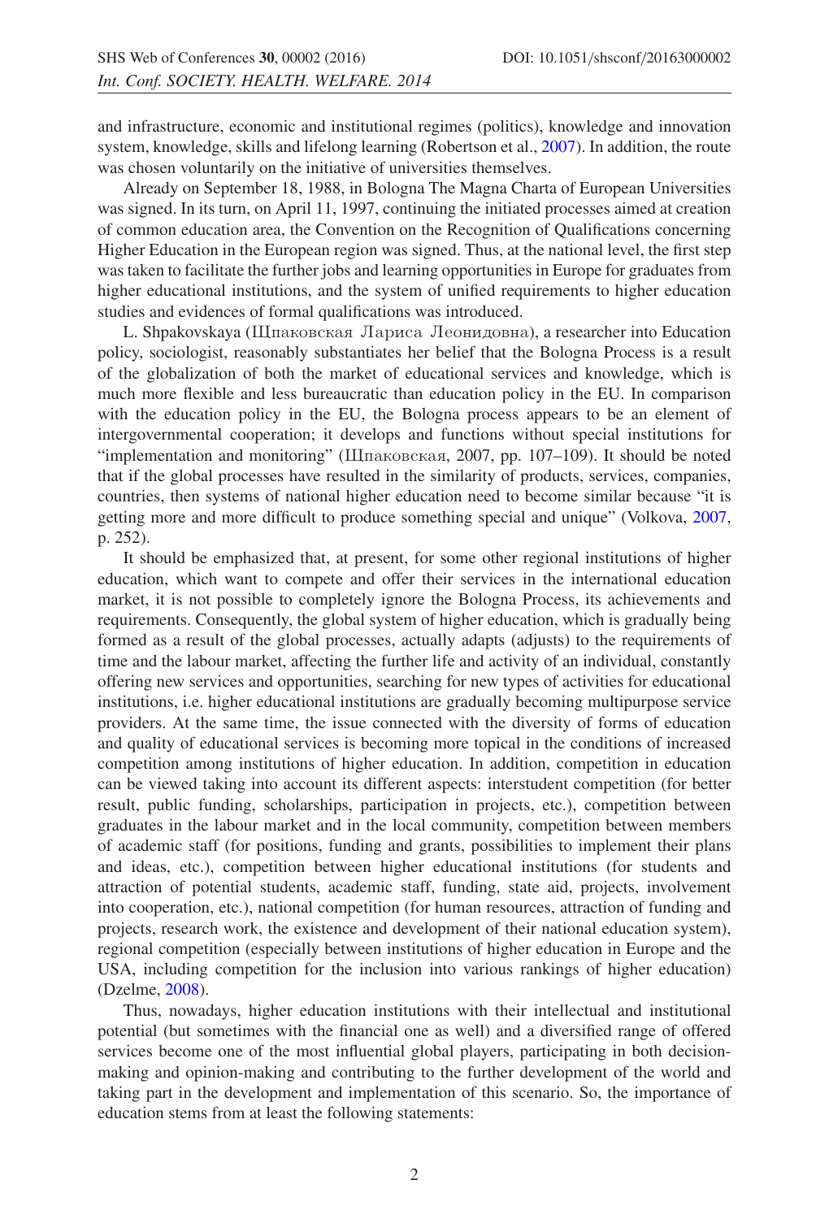and infrastructure, economic and institutional regimes (politics), knowledge and innovation system, knowledge, skills and lifelong learning (Robertson et al., 2007). In addition, the route was chosen voluntarily on the initiative of universities themselves.

Already on September 18, 1988, in Bologna The Magna Charta of European Universities was signed. In its turn, on April 11, 1997, continuing the initiated processes aimed at creation of common education area, the Convention on the Recognition of Qualifications concerning Higher Education in the European region was signed. Thus, at the national level, the first step was taken to facilitate the further jobs and learning opportunities in Europe for graduates from higher educational institutions, and the system of unified requirements to higher education studies and evidences of formal qualifications was introduced.

L. Shpakovskaya (Шпаковская Лариса Леонидовна), a researcher into Education policy, sociologist, reasonably substantiates her belief that the Bologna Process is a result of the globalization of both the market of educational services and knowledge, which is much more flexible and less bureaucratic than education policy in the EU. In comparison with the education policy in the EU, the Bologna process appears to be an element of intergovernmental cooperation; it develops and functions without special institutions for "implementation and monitoring" (Шпаковская, 2007, pp. 107–109). It should be noted that if the global processes have resulted in the similarity of products, services, companies, countries, then systems of national higher education need to become similar because "it is getting more and more difficult to produce something special and unique" (Volkova, 2007, p. 252).

It should be emphasized that, at present, for some other regional institutions of higher education, which want to compete and offer their services in the international education market, it is not possible to completely ignore the Bologna Process, its achievements and requirements. Consequently, the global system of higher education, which is gradually being formed as a result of the global processes, actually adapts (adjusts) to the requirements of time and the labour market, affecting the further life and activity of an individual, constantly offering new services and opportunities, searching for new types of activities for educational institutions, i.e. higher educational institutions are gradually becoming multipurpose service providers. At the same time, the issue connected with the diversity of forms of education and quality of educational services is becoming more topical in the conditions of increased competition among institutions of higher education. In addition, competition in education can be viewed taking into account its different aspects: interstudent competition (for better result, public funding, scholarships, participation in projects, etc.), competition between graduates in the labour market and in the local community, competition between members of academic staff (for positions, funding and grants, possibilities to implement their plans and ideas, etc.), competition between higher educational institutions (for students and attraction of potential students, academic staff, funding, state aid, projects, involvement into cooperation, etc.), national competition (for human resources, attraction of funding and projects, research work, the existence and development of their national education system), regional competition (especially between institutions of higher education in Europe and the USA, including competition for the inclusion into various rankings of higher education) (Dzelme, 2008).

Thus, nowadays, higher education institutions with their intellectual and institutional potential (but sometimes with the financial one as well) and a diversified range of offered services become one of the most influential global players, participating in both decision-making and opinion-making and contributing to the further development of the world and taking part in the development and implementation of this scenario. So, the importance of education stems from at least the following statements: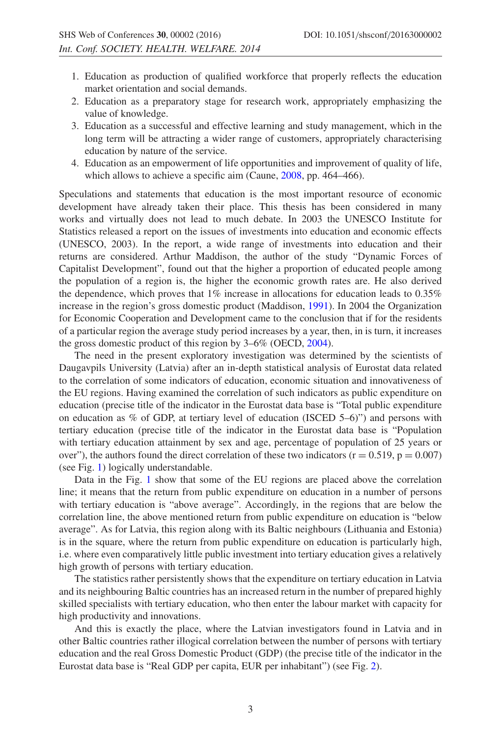1. Education as production of qualified workforce that properly reflects the education market orientation and social demands.
2. Education as a preparatory stage for research work, appropriately emphasizing the value of knowledge.
3. Education as a successful and effective learning and study management, which in the long term will be attracting a wider range of customers, appropriately characterising education by nature of the service.
4. Education as an empowerment of life opportunities and improvement of quality of life, which allows to achieve a specific aim (Caune, 2008, pp. 464–466).

Speculations and statements that education is the most important resource of economic development have already taken their place. This thesis has been considered in many works and virtually does not lead to much debate. In 2003 the UNESCO Institute for Statistics released a report on the issues of investments into education and economic effects (UNESCO, 2003). In the report, a wide range of investments into education and their returns are considered. Arthur Maddison, the author of the study "Dynamic Forces of Capitalist Development", found out that the higher a proportion of educated people among the population of a region is, the higher the economic growth rates are. He also derived the dependence, which proves that 1% increase in allocations for education leads to 0.35% increase in the region's gross domestic product (Maddison, 1991). In 2004 the Organization for Economic Cooperation and Development came to the conclusion that if for the residents of a particular region the average study period increases by a year, then, in is turn, it increases the gross domestic product of this region by 3–6% (OECD, 2004).

The need in the present exploratory investigation was determined by the scientists of Daugavpils University (Latvia) after an in-depth statistical analysis of Eurostat data related to the correlation of some indicators of education, economic situation and innovativeness of the EU regions. Having examined the correlation of such indicators as public expenditure on education (precise title of the indicator in the Eurostat data base is "Total public expenditure on education as % of GDP, at tertiary level of education (ISCED 5–6)") and persons with tertiary education (precise title of the indicator in the Eurostat data base is "Population with tertiary education attainment by sex and age, percentage of population of 25 years or over"), the authors found the direct correlation of these two indicators ($r = 0.519$, $p = 0.007$) (see Fig. 1) logically understandable.

Data in the Fig. 1 show that some of the EU regions are placed above the correlation line; it means that the return from public expenditure on education in a number of persons with tertiary education is "above average". Accordingly, in the regions that are below the correlation line, the above mentioned return from public expenditure on education is "below average". As for Latvia, this region along with its Baltic neighbours (Lithuania and Estonia) is in the square, where the return from public expenditure on education is particularly high, i.e. where even comparatively little public investment into tertiary education gives a relatively high growth of persons with tertiary education.

The statistics rather persistently shows that the expenditure on tertiary education in Latvia and its neighbouring Baltic countries has an increased return in the number of prepared highly skilled specialists with tertiary education, who then enter the labour market with capacity for high productivity and innovations.

And this is exactly the place, where the Latvian investigators found in Latvia and in other Baltic countries rather illogical correlation between the number of persons with tertiary education and the real Gross Domestic Product (GDP) (the precise title of the indicator in the Eurostat data base is "Real GDP per capita, EUR per inhabitant") (see Fig. 2).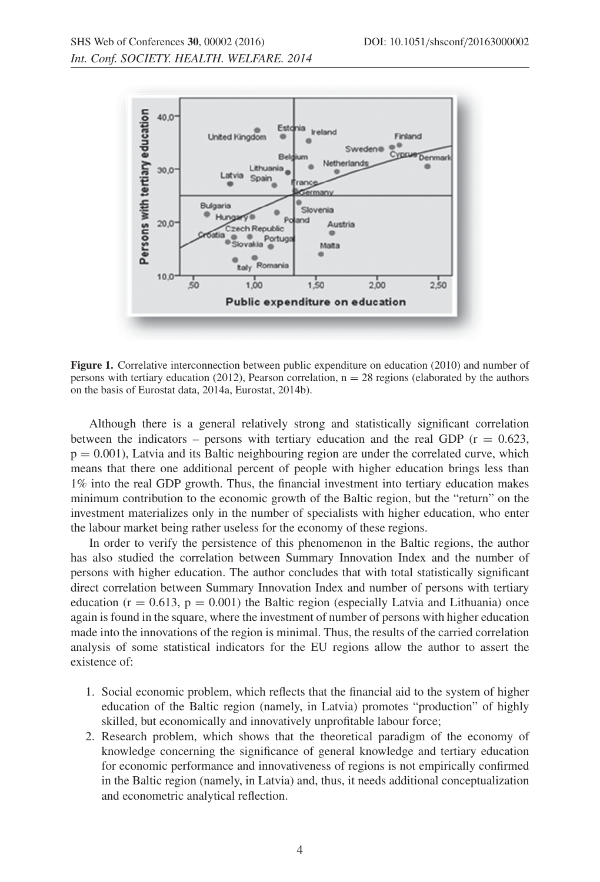**Figure 1.** Correlative interconnection between public expenditure on education (2010) and number of persons with tertiary education (2012), Pearson correlation, n = 28 regions (elaborated by the authors on the basis of Eurostat data, 2014a, Eurostat, 2014b).

Although there is a general relatively strong and statistically significant correlation between the indicators – persons with tertiary education and the real GDP ($r = 0.623$, $p = 0.001$), Latvia and its Baltic neighbouring region are under the correlated curve, which means that there one additional percent of people with higher education brings less than 1% into the real GDP growth. Thus, the financial investment into tertiary education makes minimum contribution to the economic growth of the Baltic region, but the "return" on the investment materializes only in the number of specialists with higher education, who enter the labour market being rather useless for the economy of these regions.

In order to verify the persistence of this phenomenon in the Baltic regions, the author has also studied the correlation between Summary Innovation Index and the number of persons with higher education. The author concludes that with total statistically significant direct correlation between Summary Innovation Index and number of persons with tertiary education ($r = 0.613$, $p = 0.001$) the Baltic region (especially Latvia and Lithuania) once again is found in the square, where the investment of number of persons with higher education made into the innovations of the region is minimal. Thus, the results of the carried correlation analysis of some statistical indicators for the EU regions allow the author to assert the existence of:

1. Social economic problem, which reflects that the financial aid to the system of higher education of the Baltic region (namely, in Latvia) promotes "production" of highly skilled, but economically and innovatively unprofitable labour force;
2. Research problem, which shows that the theoretical paradigm of the economy of knowledge concerning the significance of general knowledge and tertiary education for economic performance and innovativeness of regions is not empirically confirmed in the Baltic region (namely, in Latvia) and, thus, it needs additional conceptualization and econometric analytical reflection.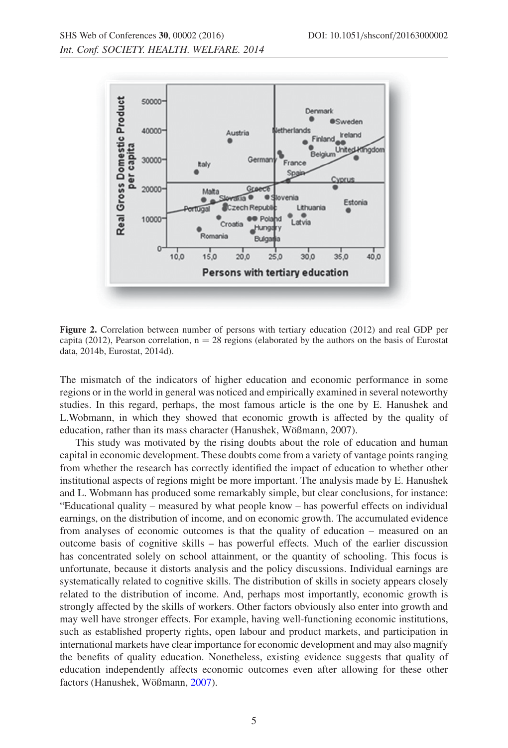**Figure 2.** Correlation between number of persons with tertiary education (2012) and real GDP per capita (2012), Pearson correlation, n = 28 regions (elaborated by the authors on the basis of Eurostat data, 2014b, Eurostat, 2014d).

The mismatch of the indicators of higher education and economic performance in some regions or in the world in general was noticed and empirically examined in several noteworthy studies. In this regard, perhaps, the most famous article is the one by E. Hanushek and L.Wobmann, in which they showed that economic growth is affected by the quality of education, rather than its mass character (Hanushek, Wößmann, 2007).

This study was motivated by the rising doubts about the role of education and human capital in economic development. These doubts come from a variety of vantage points ranging from whether the research has correctly identified the impact of education to whether other institutional aspects of regions might be more important. The analysis made by E. Hanushek and L. Wobmann has produced some remarkably simple, but clear conclusions, for instance: "Educational quality – measured by what people know – has powerful effects on individual earnings, on the distribution of income, and on economic growth. The accumulated evidence from analyses of economic outcomes is that the quality of education – measured on an outcome basis of cognitive skills – has powerful effects. Much of the earlier discussion has concentrated solely on school attainment, or the quantity of schooling. This focus is unfortunate, because it distorts analysis and the policy discussions. Individual earnings are systematically related to cognitive skills. The distribution of skills in society appears closely related to the distribution of income. And, perhaps most importantly, economic growth is strongly affected by the skills of workers. Other factors obviously also enter into growth and may well have stronger effects. For example, having well-functioning economic institutions, such as established property rights, open labour and product markets, and participation in international markets have clear importance for economic development and may also magnify the benefits of quality education. Nonetheless, existing evidence suggests that quality of education independently affects economic outcomes even after allowing for these other factors (Hanushek, Wößmann, 2007).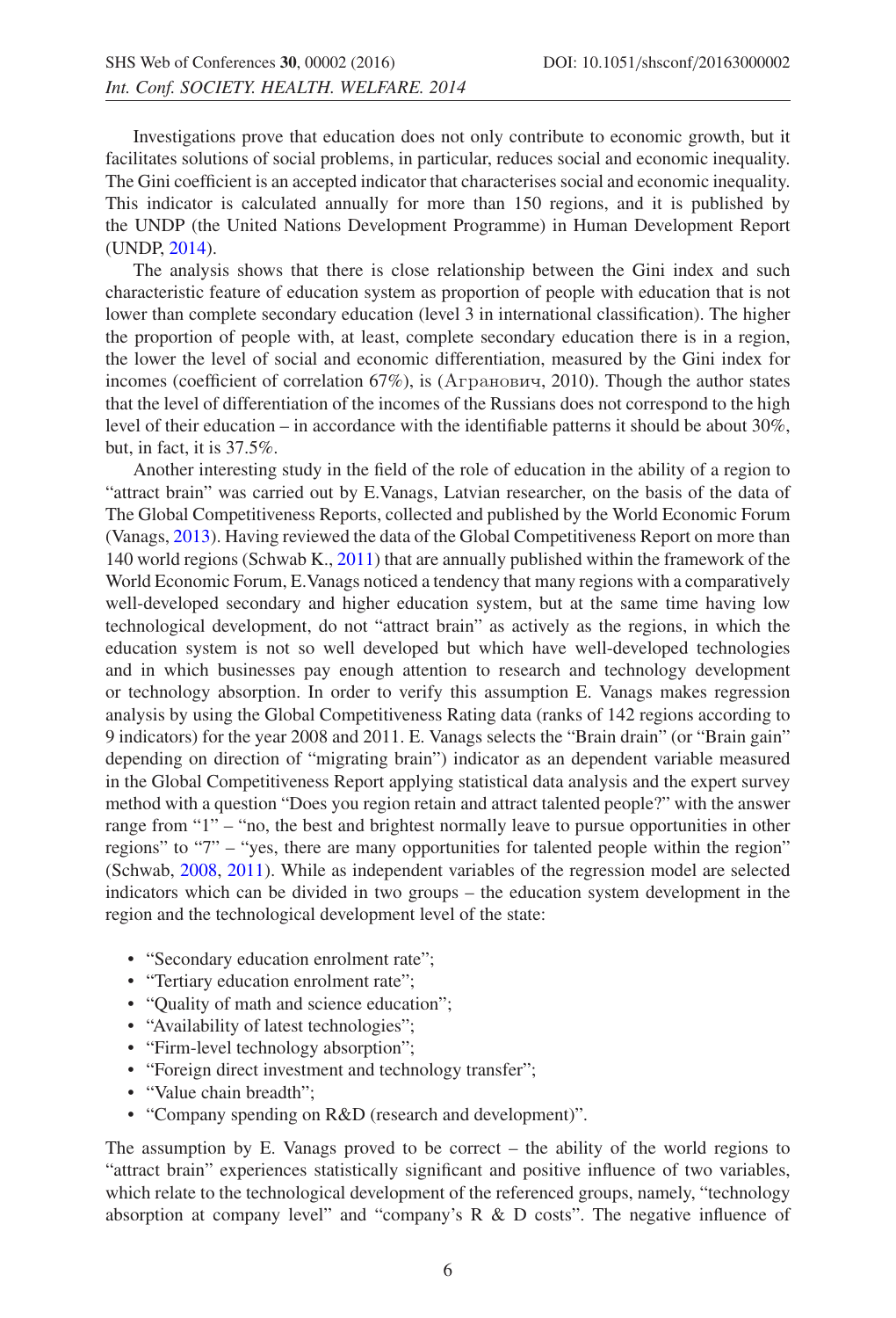Investigations prove that education does not only contribute to economic growth, but it facilitates solutions of social problems, in particular, reduces social and economic inequality. The Gini coefficient is an accepted indicator that characterises social and economic inequality. This indicator is calculated annually for more than 150 regions, and it is published by the UNDP (the United Nations Development Programme) in Human Development Report (UNDP, 2014).

The analysis shows that there is close relationship between the Gini index and such characteristic feature of education system as proportion of people with education that is not lower than complete secondary education (level 3 in international classification). The higher the proportion of people with, at least, complete secondary education there is in a region, the lower the level of social and economic differentiation, measured by the Gini index for incomes (coefficient of correlation 67%), is (Агранович, 2010). Though the author states that the level of differentiation of the incomes of the Russians does not correspond to the high level of their education – in accordance with the identifiable patterns it should be about 30%, but, in fact, it is 37.5%.

Another interesting study in the field of the role of education in the ability of a region to "attract brain" was carried out by E.Vanags, Latvian researcher, on the basis of the data of The Global Competitiveness Reports, collected and published by the World Economic Forum (Vanags, 2013). Having reviewed the data of the Global Competitiveness Report on more than 140 world regions (Schwab K., 2011) that are annually published within the framework of the World Economic Forum, E.Vanags noticed a tendency that many regions with a comparatively well-developed secondary and higher education system, but at the same time having low technological development, do not "attract brain" as actively as the regions, in which the education system is not so well developed but which have well-developed technologies and in which businesses pay enough attention to research and technology development or technology absorption. In order to verify this assumption E. Vanags makes regression analysis by using the Global Competitiveness Rating data (ranks of 142 regions according to 9 indicators) for the year 2008 and 2011. E. Vanags selects the "Brain drain" (or "Brain gain" depending on direction of "migrating brain") indicator as an dependent variable measured in the Global Competitiveness Report applying statistical data analysis and the expert survey method with a question "Does you region retain and attract talented people?" with the answer range from "1" – "no, the best and brightest normally leave to pursue opportunities in other regions" to "7" – "yes, there are many opportunities for talented people within the region" (Schwab, 2008, 2011). While as independent variables of the regression model are selected indicators which can be divided in two groups – the education system development in the region and the technological development level of the state:

- "Secondary education enrolment rate";
- "Tertiary education enrolment rate";
- "Quality of math and science education";
- "Availability of latest technologies";
- "Firm-level technology absorption";
- "Foreign direct investment and technology transfer";
- "Value chain breadth";
- "Company spending on R&D (research and development)".

The assumption by E. Vanags proved to be correct – the ability of the world regions to "attract brain" experiences statistically significant and positive influence of two variables, which relate to the technological development of the referenced groups, namely, "technology absorption at company level" and "company's R & D costs". The negative influence of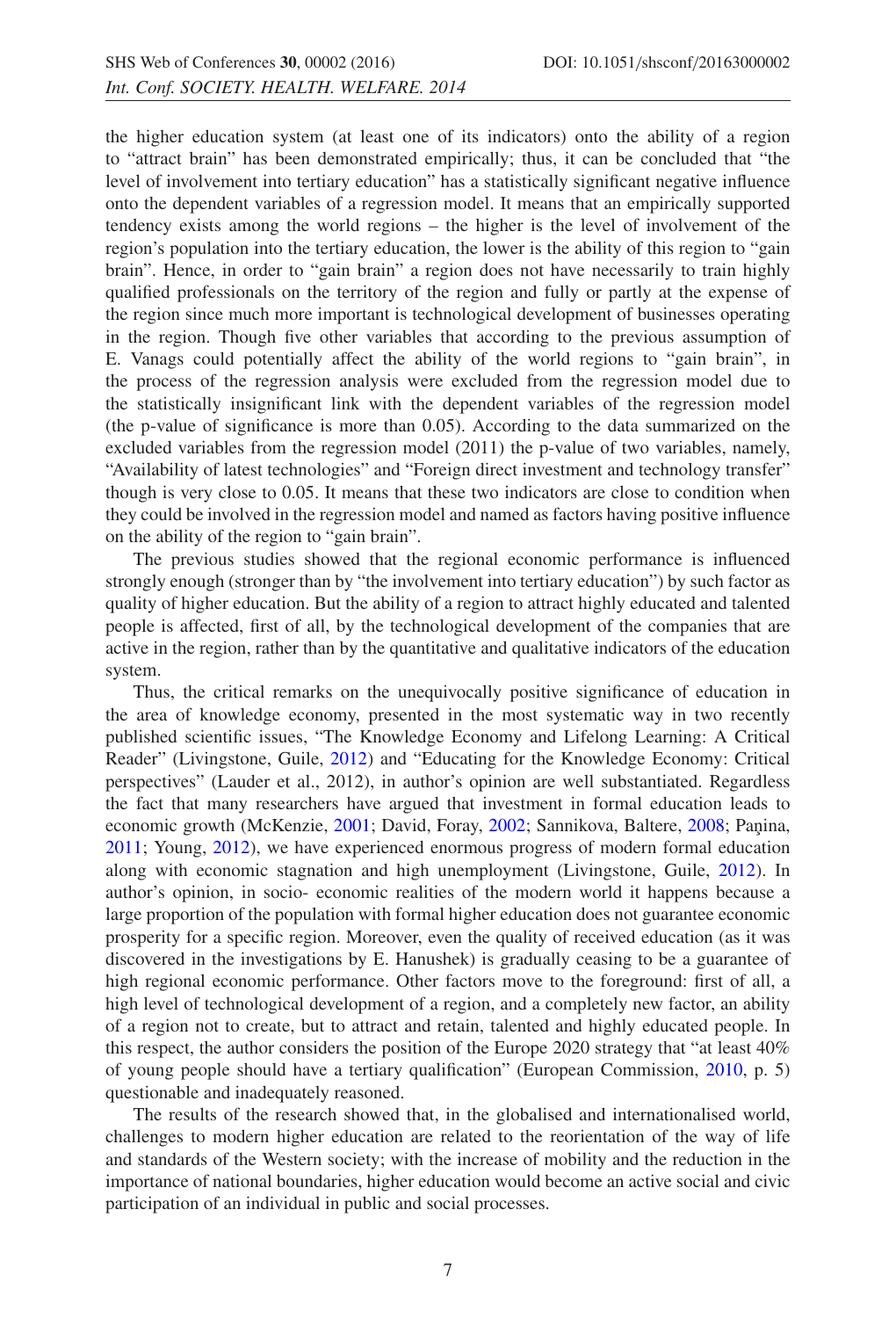the higher education system (at least one of its indicators) onto the ability of a region to "attract brain" has been demonstrated empirically; thus, it can be concluded that "the level of involvement into tertiary education" has a statistically significant negative influence onto the dependent variables of a regression model. It means that an empirically supported tendency exists among the world regions – the higher is the level of involvement of the region's population into the tertiary education, the lower is the ability of this region to "gain brain". Hence, in order to "gain brain" a region does not have necessarily to train highly qualified professionals on the territory of the region and fully or partly at the expense of the region since much more important is technological development of businesses operating in the region. Though five other variables that according to the previous assumption of E. Vanags could potentially affect the ability of the world regions to "gain brain", in the process of the regression analysis were excluded from the regression model due to the statistically insignificant link with the dependent variables of the regression model (the p-value of significance is more than 0.05). According to the data summarized on the excluded variables from the regression model (2011) the p-value of two variables, namely, "Availability of latest technologies" and "Foreign direct investment and technology transfer" though is very close to 0.05. It means that these two indicators are close to condition when they could be involved in the regression model and named as factors having positive influence on the ability of the region to "gain brain".

The previous studies showed that the regional economic performance is influenced strongly enough (stronger than by "the involvement into tertiary education") by such factor as quality of higher education. But the ability of a region to attract highly educated and talented people is affected, first of all, by the technological development of the companies that are active in the region, rather than by the quantitative and qualitative indicators of the education system.

Thus, the critical remarks on the unequivocally positive significance of education in the area of knowledge economy, presented in the most systematic way in two recently published scientific issues, "The Knowledge Economy and Lifelong Learning: A Critical Reader" (Livingstone, Guile, 2012) and "Educating for the Knowledge Economy: Critical perspectives" (Lauder et al., 2012), in author's opinion are well substantiated. Regardless the fact that many researchers have argued that investment in formal education leads to economic growth (McKenzie, 2001; David, Foray, 2002; Sannikova, Baltere, 2008; Paņina, 2011; Young, 2012), we have experienced enormous progress of modern formal education along with economic stagnation and high unemployment (Livingstone, Guile, 2012). In author's opinion, in socio- economic realities of the modern world it happens because a large proportion of the population with formal higher education does not guarantee economic prosperity for a specific region. Moreover, even the quality of received education (as it was discovered in the investigations by E. Hanushek) is gradually ceasing to be a guarantee of high regional economic performance. Other factors move to the foreground: first of all, a high level of technological development of a region, and a completely new factor, an ability of a region not to create, but to attract and retain, talented and highly educated people. In this respect, the author considers the position of the Europe 2020 strategy that "at least 40% of young people should have a tertiary qualification" (European Commission, 2010, p. 5) questionable and inadequately reasoned.

The results of the research showed that, in the globalised and internationalised world, challenges to modern higher education are related to the reorientation of the way of life and standards of the Western society; with the increase of mobility and the reduction in the importance of national boundaries, higher education would become an active social and civic participation of an individual in public and social processes.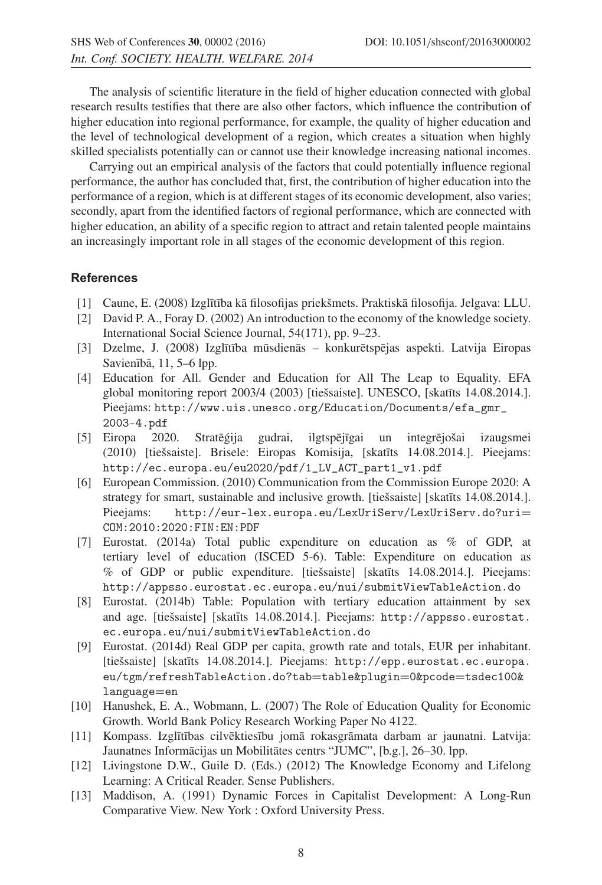The analysis of scientific literature in the field of higher education connected with global research results testifies that there are also other factors, which influence the contribution of higher education into regional performance, for example, the quality of higher education and the level of technological development of a region, which creates a situation when highly skilled specialists potentially can or cannot use their knowledge increasing national incomes.

Carrying out an empirical analysis of the factors that could potentially influence regional performance, the author has concluded that, first, the contribution of higher education into the performance of a region, which is at different stages of its economic development, also varies; secondly, apart from the identified factors of regional performance, which are connected with higher education, an ability of a specific region to attract and retain talented people maintains an increasingly important role in all stages of the economic development of this region.

## References

[1] Caune, E. (2008) Izglītība kā filosofijas priekšmets. Praktiskā filosofija. Jelgava: LLU.

[2] David P. A., Foray D. (2002) An introduction to the economy of the knowledge society. International Social Science Journal, 54(171), pp. 9–23.

[3] Dzelme, J. (2008) Izglītība mūsdienās – konkurētspējas aspekti. Latvija Eiropas Savienībā, 11, 5–6 lpp.

[4] Education for All. Gender and Education for All The Leap to Equality. EFA global monitoring report 2003/4 (2003) [tiešsaiste]. UNESCO, [skatīts 14.08.2014.]. Pieejams: http://www.uis.unesco.org/Education/Documents/efa_gmr_2003-4.pdf

[5] Eiropa 2020. Stratēģija gudrai, ilgtspējīgai un integrējošai izaugsmei (2010) [tiešsaiste]. Brisele: Eiropas Komisija, [skatīts 14.08.2014.]. Pieejams: http://ec.europa.eu/eu2020/pdf/1_LV_ACT_part1_v1.pdf

[6] European Commission. (2010) Communication from the Commission Europe 2020: A strategy for smart, sustainable and inclusive growth. [tiešsaiste] [skatīts 14.08.2014.]. Pieejams: http://eur-lex.europa.eu/LexUriServ/LexUriServ.do?uri=COM:2010:2020:FIN:EN:PDF

[7] Eurostat. (2014a) Total public expenditure on education as % of GDP, at tertiary level of education (ISCED 5-6). Table: Expenditure on education as % of GDP or public expenditure. [tiešsaiste] [skatīts 14.08.2014.]. Pieejams: http://appsso.eurostat.ec.europa.eu/nui/submitViewTableAction.do

[8] Eurostat. (2014b) Table: Population with tertiary education attainment by sex and age. [tiešsaiste] [skatīts 14.08.2014.]. Pieejams: http://appsso.eurostat.ec.europa.eu/nui/submitViewTableAction.do

[9] Eurostat. (2014d) Real GDP per capita, growth rate and totals, EUR per inhabitant. [tiešsaiste] [skatīts 14.08.2014.]. Pieejams: http://epp.eurostat.ec.europa.eu/tgm/refreshTableAction.do?tab=table&plugin=0&pcode=tsdec100&language=en

[10] Hanushek, E. A., Wobmann, L. (2007) The Role of Education Quality for Economic Growth. World Bank Policy Research Working Paper No 4122.

[11] Kompass. Izglītības cilvēktiesību jomā rokasgrāmata darbam ar jaunatni. Latvija: Jaunatnes Informācijas un Mobilitātes centrs "JUMC", [b.g.], 26–30. lpp.

[12] Livingstone D.W., Guile D. (Eds.) (2012) The Knowledge Economy and Lifelong Learning: A Critical Reader. Sense Publishers.

[13] Maddison, A. (1991) Dynamic Forces in Capitalist Development: A Long-Run Comparative View. New York : Oxford University Press.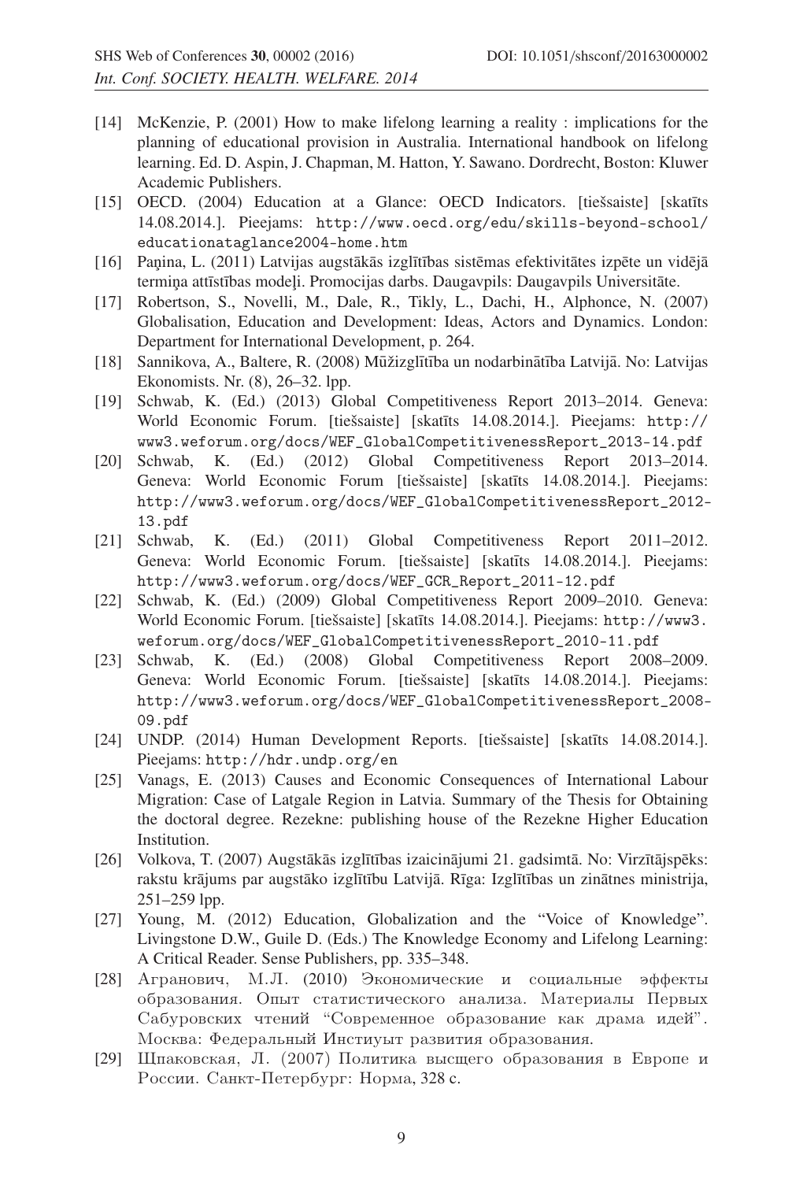[14] McKenzie, P. (2001) How to make lifelong learning a reality : implications for the planning of educational provision in Australia. International handbook on lifelong learning. Ed. D. Aspin, J. Chapman, M. Hatton, Y. Sawano. Dordrecht, Boston: Kluwer Academic Publishers.

[15] OECD. (2004) Education at a Glance: OECD Indicators. [tiešsaiste] [skatīts 14.08.2014.]. Pieejams: http://www.oecd.org/edu/skills-beyond-school/educationataglance2004-home.htm

[16] Paņina, L. (2011) Latvijas augstākās izglītības sistēmas efektivitātes izpēte un vidējā termiņa attīstības modeļi. Promocijas darbs. Daugavpils: Daugavpils Universitāte.

[17] Robertson, S., Novelli, M., Dale, R., Tikly, L., Dachi, H., Alphonce, N. (2007) Globalisation, Education and Development: Ideas, Actors and Dynamics. London: Department for International Development, p. 264.

[18] Sannikova, A., Baltere, R. (2008) Mūžizglītība un nodarbinātība Latvijā. No: Latvijas Ekonomists. Nr. (8), 26–32. lpp.

[19] Schwab, K. (Ed.) (2013) Global Competitiveness Report 2013–2014. Geneva: World Economic Forum. [tiešsaiste] [skatīts 14.08.2014.]. Pieejams: http://www3.weforum.org/docs/WEF_GlobalCompetitivenessReport_2013-14.pdf

[20] Schwab, K. (Ed.) (2012) Global Competitiveness Report 2013–2014. Geneva: World Economic Forum [tiešsaiste] [skatīts 14.08.2014.]. Pieejams: http://www3.weforum.org/docs/WEF_GlobalCompetitivenessReport_2012-13.pdf

[21] Schwab, K. (Ed.) (2011) Global Competitiveness Report 2011–2012. Geneva: World Economic Forum. [tiešsaiste] [skatīts 14.08.2014.]. Pieejams: http://www3.weforum.org/docs/WEF_GCR_Report_2011-12.pdf

[22] Schwab, K. (Ed.) (2009) Global Competitiveness Report 2009–2010. Geneva: World Economic Forum. [tiešsaiste] [skatīts 14.08.2014.]. Pieejams: http://www3.weforum.org/docs/WEF_GlobalCompetitivenessReport_2010-11.pdf

[23] Schwab, K. (Ed.) (2008) Global Competitiveness Report 2008–2009. Geneva: World Economic Forum. [tiešsaiste] [skatīts 14.08.2014.]. Pieejams: http://www3.weforum.org/docs/WEF_GlobalCompetitivenessReport_2008-09.pdf

[24] UNDP. (2014) Human Development Reports. [tiešsaiste] [skatīts 14.08.2014.]. Pieejams: http://hdr.undp.org/en

[25] Vanags, E. (2013) Causes and Economic Consequences of International Labour Migration: Case of Latgale Region in Latvia. Summary of the Thesis for Obtaining the doctoral degree. Rezekne: publishing house of the Rezekne Higher Education Institution.

[26] Volkova, T. (2007) Augstākās izglītības izaicinājumi 21. gadsimtā. No: Virzītājspēks: rakstu krājums par augstāko izglītību Latvijā. Rīga: Izglītības un zinātnes ministrija, 251–259 lpp.

[27] Young, M. (2012) Education, Globalization and the "Voice of Knowledge". Livingstone D.W., Guile D. (Eds.) The Knowledge Economy and Lifelong Learning: A Critical Reader. Sense Publishers, pp. 335–348.

[28] Агранович, М.Л. (2010) Экономические и социальные эффекты образования. Опыт статистического анализа. Материалы Первых Сабуровских чтений "Современное образование как драма идей". Москва: Федеральный Инстиуыт развития образования.

[29] Щпаковская, Л. (2007) Политика высщего образования в Европе и России. Санкт-Петербург: Норма, 328 с.